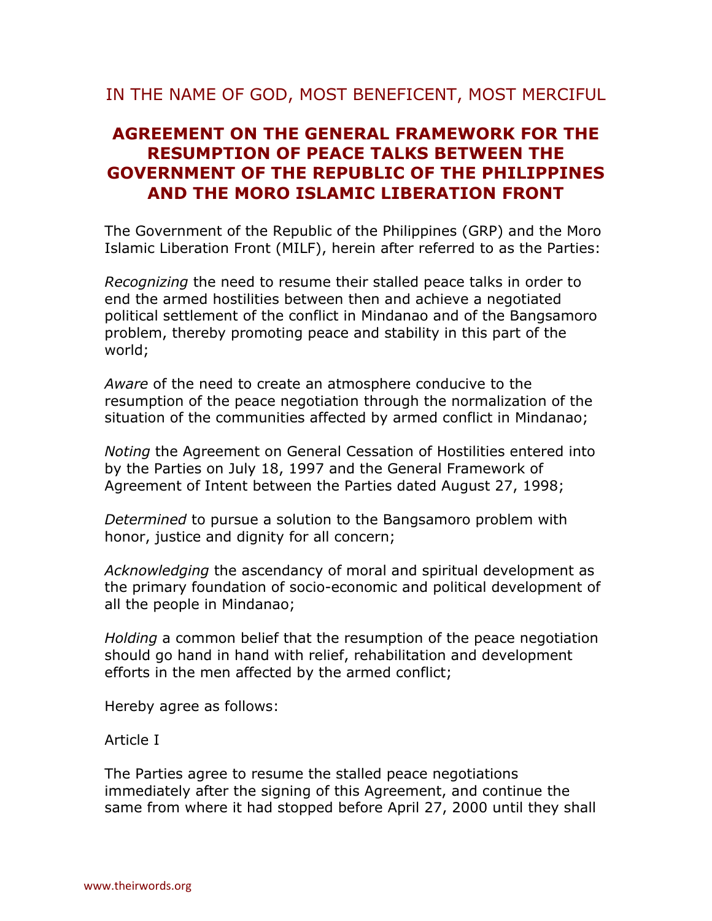IN THE NAME OF GOD, MOST BENEFICENT, MOST MERCIFUL

# AGREEMENT ON THE GENERAL FRAMEWORK FOR THE RESUMPTION OF PEACE TALKS BETWEEN THE GOVERNMENT OF THE REPUBLIC OF THE PHILIPPINES AND THE MORO ISLAMIC LIBERATION FRONT

The Government of the Republic of the Philippines (GRP) and the Moro Islamic Liberation Front (MILF), herein after referred to as the Parties:

*Recognizing* the need to resume their stalled peace talks in order to end the armed hostilities between then and achieve a negotiated political settlement of the conflict in Mindanao and of the Bangsamoro problem, thereby promoting peace and stability in this part of the world;

*Aware* of the need to create an atmosphere conducive to the resumption of the peace negotiation through the normalization of the situation of the communities affected by armed conflict in Mindanao;

*Noting* the Agreement on General Cessation of Hostilities entered into by the Parties on July 18, 1997 and the General Framework of Agreement of Intent between the Parties dated August 27, 1998;

*Determined* to pursue a solution to the Bangsamoro problem with honor, justice and dignity for all concern;

*Acknowledging* the ascendancy of moral and spiritual development as the primary foundation of socio-economic and political development of all the people in Mindanao;

*Holding* a common belief that the resumption of the peace negotiation should go hand in hand with relief, rehabilitation and development efforts in the men affected by the armed conflict;

Hereby agree as follows:

Article I

The Parties agree to resume the stalled peace negotiations immediately after the signing of this Agreement, and continue the same from where it had stopped before April 27, 2000 until they shall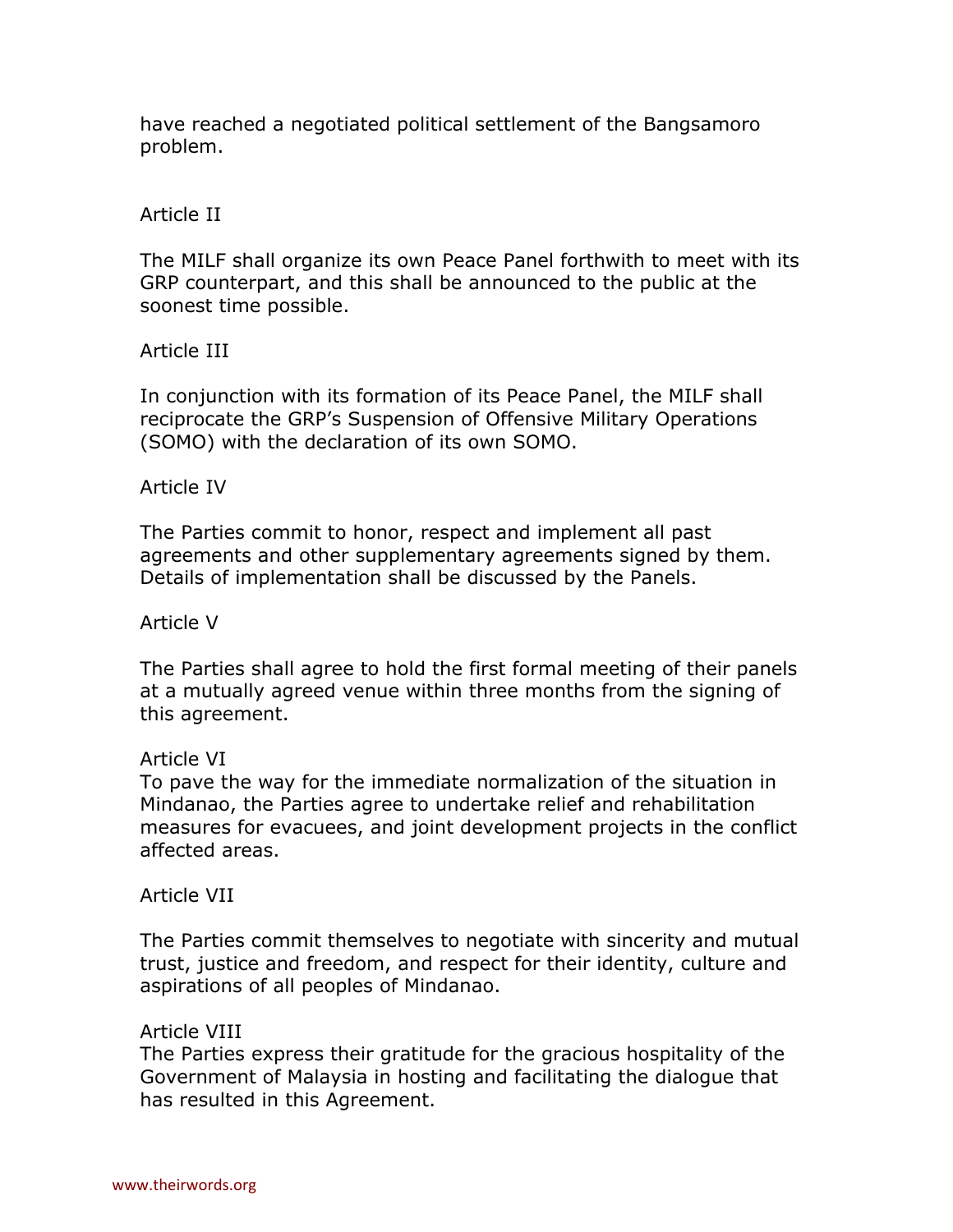have reached a negotiated political settlement of the Bangsamoro problem.

Article II

The MILF shall organize its own Peace Panel forthwith to meet with its GRP counterpart, and this shall be announced to the public at the soonest time possible.

Article III

In conjunction with its formation of its Peace Panel, the MILF shall reciprocate the GRP's Suspension of Offensive Military Operations (SOMO) with the declaration of its own SOMO.

Article IV

The Parties commit to honor, respect and implement all past agreements and other supplementary agreements signed by them. Details of implementation shall be discussed by the Panels.

Article V

The Parties shall agree to hold the first formal meeting of their panels at a mutually agreed venue within three months from the signing of this agreement.

Article VI

To pave the way for the immediate normalization of the situation in Mindanao, the Parties agree to undertake relief and rehabilitation measures for evacuees, and joint development projects in the conflict affected areas.

Article VII

The Parties commit themselves to negotiate with sincerity and mutual trust, justice and freedom, and respect for their identity, culture and aspirations of all peoples of Mindanao.

Article VIII

The Parties express their gratitude for the gracious hospitality of the Government of Malaysia in hosting and facilitating the dialogue that has resulted in this Agreement.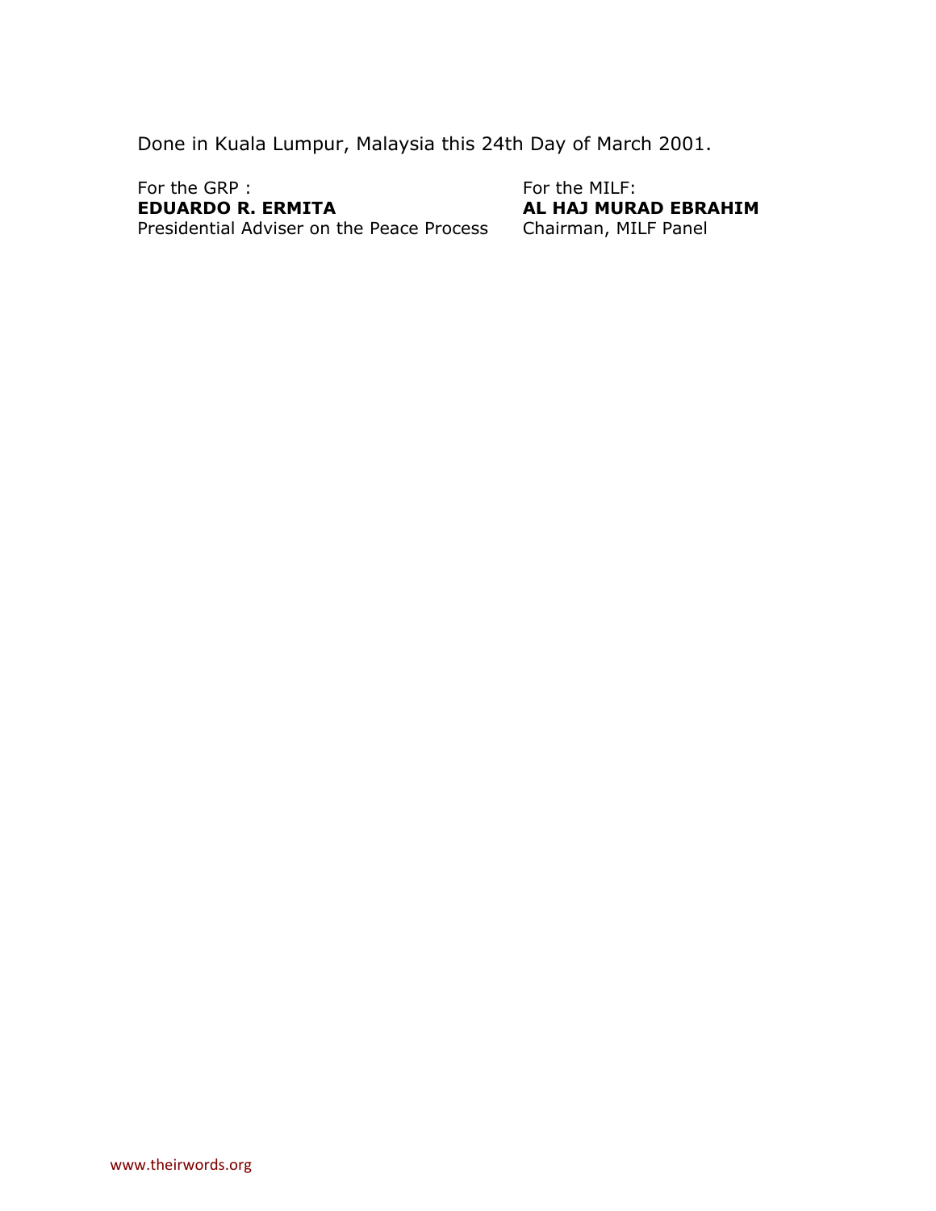Done in Kuala Lumpur, Malaysia this 24th Day of March 2001.

| | |
|---|---|
| For the GRP :<br>**EDUARDO R. ERMITA**<br>Presidential Adviser on the Peace Process | For the MILF:<br>**AL HAJ MURAD EBRAHIM**<br>Chairman, MILF Panel |